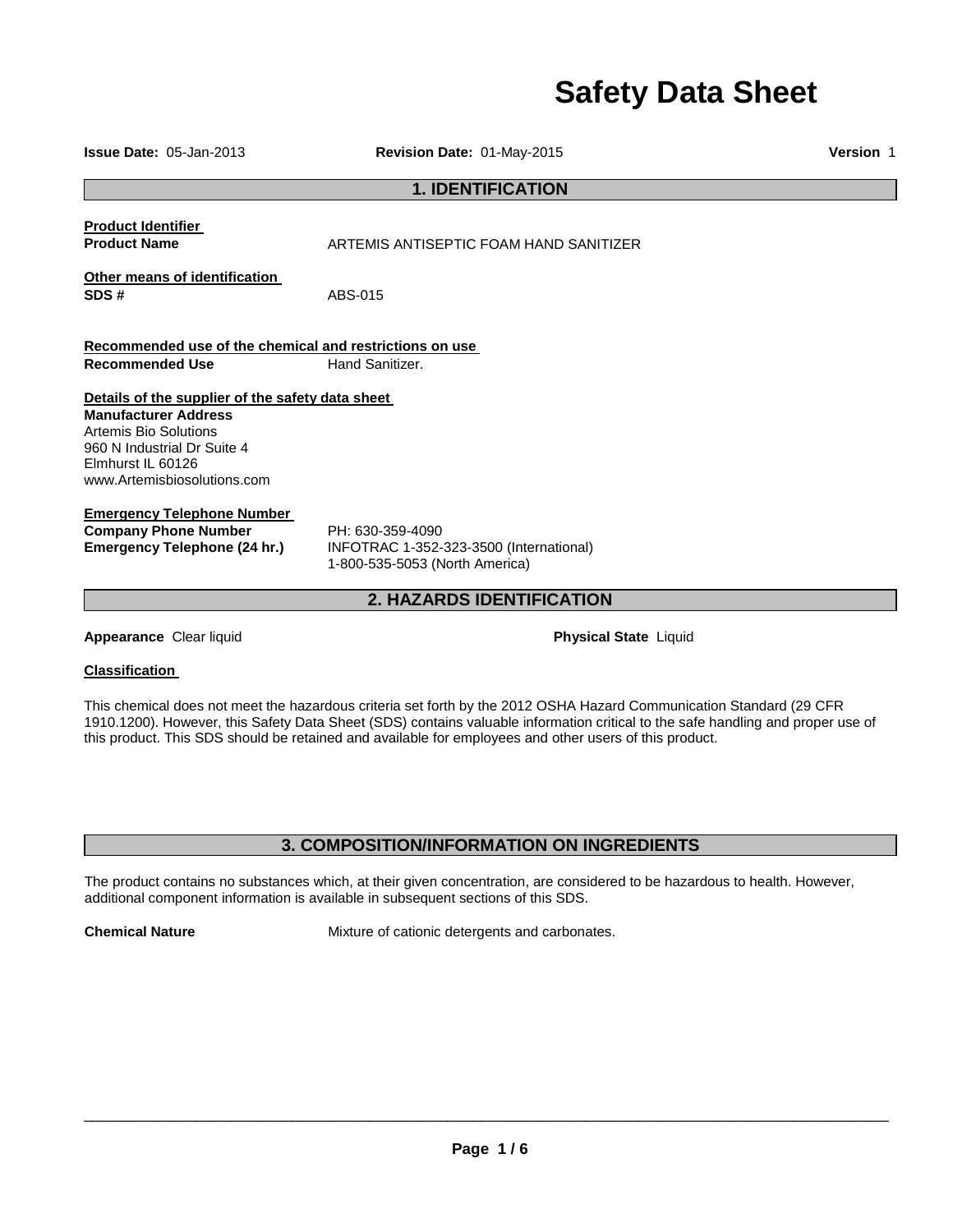# Safety Data Sheet

**Issue Date:** 05-Jan-2013 **Revision Date:** 01-May-2015 **Version** 1

## 1. IDENTIFICATION

**Product Identifier**

**Product Name** ARTEMIS ANTISEPTIC FOAM HAND SANITIZER

**Other means of identification**

**SDS #** ABS-015

**Recommended use of the chemical and restrictions on use**

**Recommended Use** Hand Sanitizer.

**Details of the supplier of the safety data sheet**

**Manufacturer Address**
Artemis Bio Solutions
960 N Industrial Dr Suite 4
Elmhurst IL 60126
www.Artemisbiosolutions.com

**Emergency Telephone Number**

**Company Phone Number** PH: 630-359-4090

**Emergency Telephone (24 hr.)** INFOTRAC 1-352-323-3500 (International)
1-800-535-5053 (North America)

## 2. HAZARDS IDENTIFICATION

**Appearance** Clear liquid **Physical State** Liquid

**Classification**

This chemical does not meet the hazardous criteria set forth by the 2012 OSHA Hazard Communication Standard (29 CFR 1910.1200). However, this Safety Data Sheet (SDS) contains valuable information critical to the safe handling and proper use of this product. This SDS should be retained and available for employees and other users of this product.

## 3. COMPOSITION/INFORMATION ON INGREDIENTS

The product contains no substances which, at their given concentration, are considered to be hazardous to health. However, additional component information is available in subsequent sections of this SDS.

**Chemical Nature** Mixture of cationic detergents and carbonates.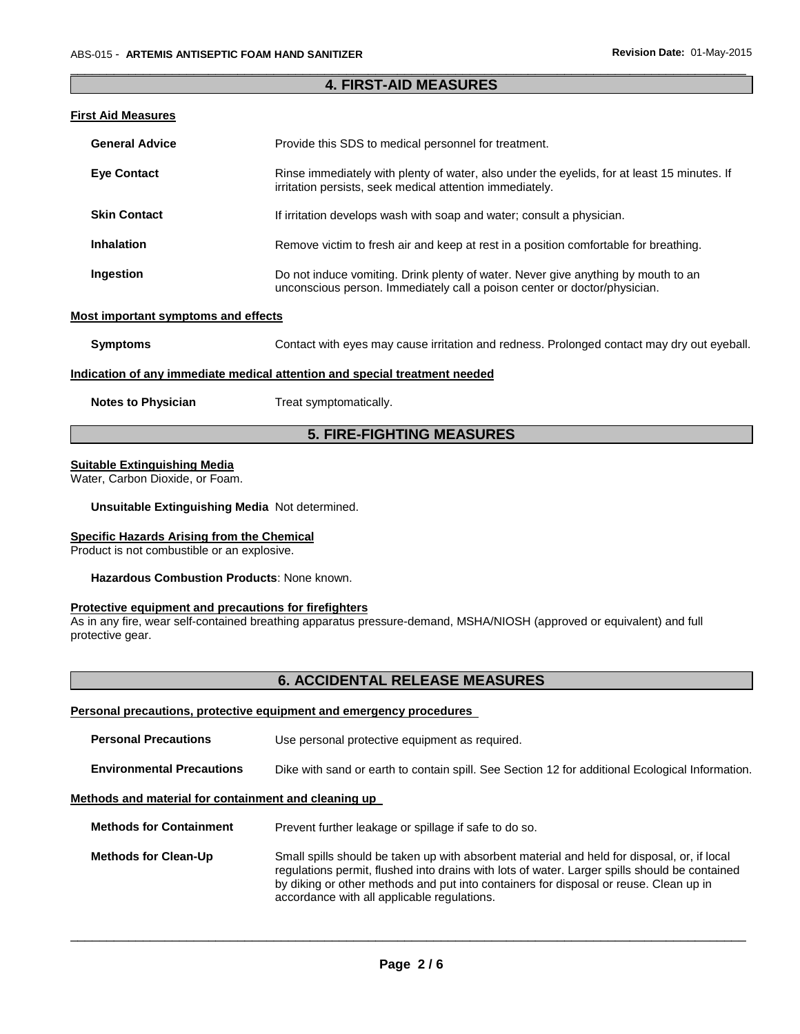## 4. FIRST-AID MEASURES

### First Aid Measures

**General Advice** Provide this SDS to medical personnel for treatment.

**Eye Contact** Rinse immediately with plenty of water, also under the eyelids, for at least 15 minutes. If irritation persists, seek medical attention immediately.

**Skin Contact** If irritation develops wash with soap and water; consult a physician.

**Inhalation** Remove victim to fresh air and keep at rest in a position comfortable for breathing.

**Ingestion** Do not induce vomiting. Drink plenty of water. Never give anything by mouth to an unconscious person. Immediately call a poison center or doctor/physician.

### Most important symptoms and effects

**Symptoms** Contact with eyes may cause irritation and redness. Prolonged contact may dry out eyeball.

### Indication of any immediate medical attention and special treatment needed

**Notes to Physician** Treat symptomatically.

## 5. FIRE-FIGHTING MEASURES

### Suitable Extinguishing Media

Water, Carbon Dioxide, or Foam.

**Unsuitable Extinguishing Media** Not determined.

### Specific Hazards Arising from the Chemical

Product is not combustible or an explosive.

**Hazardous Combustion Products**: None known.

### Protective equipment and precautions for firefighters

As in any fire, wear self-contained breathing apparatus pressure-demand, MSHA/NIOSH (approved or equivalent) and full protective gear.

## 6. ACCIDENTAL RELEASE MEASURES

### Personal precautions, protective equipment and emergency procedures

**Personal Precautions** Use personal protective equipment as required.

**Environmental Precautions** Dike with sand or earth to contain spill. See Section 12 for additional Ecological Information.

### Methods and material for containment and cleaning up

**Methods for Containment** Prevent further leakage or spillage if safe to do so.

**Methods for Clean-Up** Small spills should be taken up with absorbent material and held for disposal, or, if local regulations permit, flushed into drains with lots of water. Larger spills should be contained by diking or other methods and put into containers for disposal or reuse. Clean up in accordance with all applicable regulations.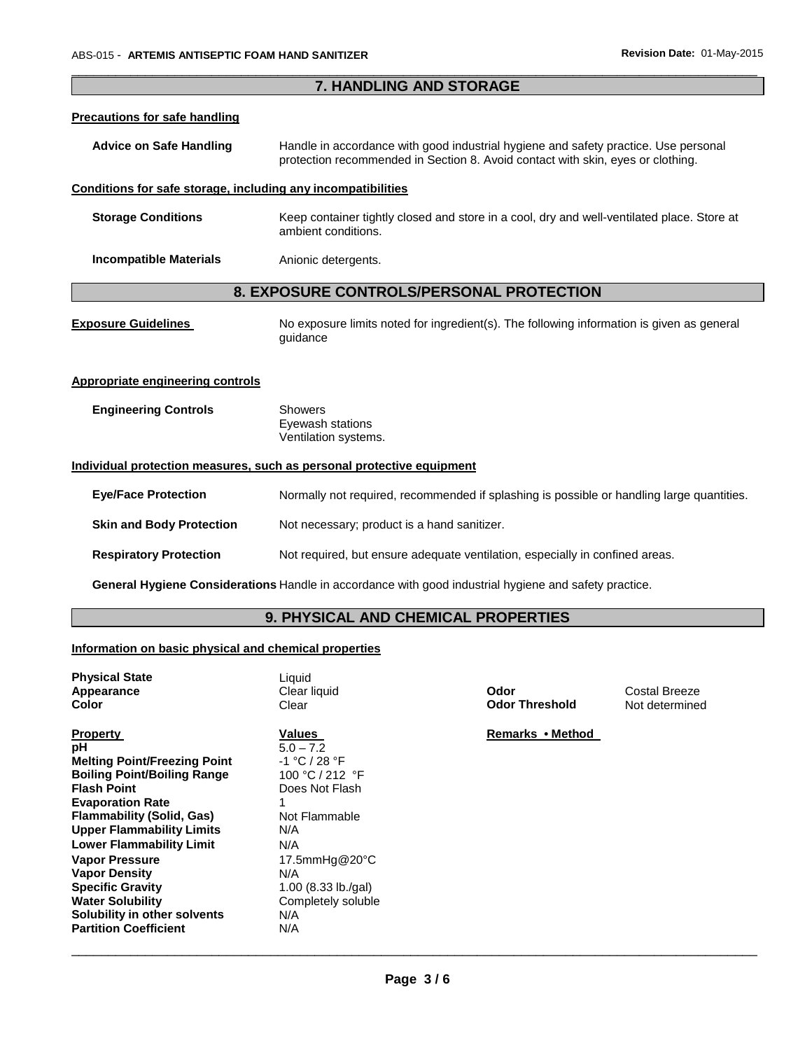## 7. HANDLING AND STORAGE

### Precautions for safe handling

**Advice on Safe Handling** Handle in accordance with good industrial hygiene and safety practice. Use personal protection recommended in Section 8. Avoid contact with skin, eyes or clothing.

### Conditions for safe storage, including any incompatibilities

**Storage Conditions** Keep container tightly closed and store in a cool, dry and well-ventilated place. Store at ambient conditions.

**Incompatible Materials** Anionic detergents.

## 8. EXPOSURE CONTROLS/PERSONAL PROTECTION

**Exposure Guidelines** No exposure limits noted for ingredient(s). The following information is given as general guidance

### Appropriate engineering controls

**Engineering Controls** Showers
Eyewash stations
Ventilation systems.

### Individual protection measures, such as personal protective equipment

**Eye/Face Protection** Normally not required, recommended if splashing is possible or handling large quantities.

**Skin and Body Protection** Not necessary; product is a hand sanitizer.

**Respiratory Protection** Not required, but ensure adequate ventilation, especially in confined areas.

**General Hygiene Considerations** Handle in accordance with good industrial hygiene and safety practice.

## 9. PHYSICAL AND CHEMICAL PROPERTIES

### Information on basic physical and chemical properties

**Physical State** Liquid
**Appearance** Clear liquid
**Color** Clear

**Odor** Costal Breeze
**Odor Threshold** Not determined

| Property | Values | Remarks • Method |
|---|---|---|
| **pH** | 5.0 – 7.2 | |
| **Melting Point/Freezing Point** | -1 °C / 28 °F | |
| **Boiling Point/Boiling Range** | 100 °C / 212 °F | |
| **Flash Point** | Does Not Flash | |
| **Evaporation Rate** | 1 | |
| **Flammability (Solid, Gas)** | Not Flammable | |
| **Upper Flammability Limits** | N/A | |
| **Lower Flammability Limit** | N/A | |
| **Vapor Pressure** | 17.5mmHg@20°C | |
| **Vapor Density** | N/A | |
| **Specific Gravity** | 1.00 (8.33 lb./gal) | |
| **Water Solubility** | Completely soluble | |
| **Solubility in other solvents** | N/A | |
| **Partition Coefficient** | N/A | |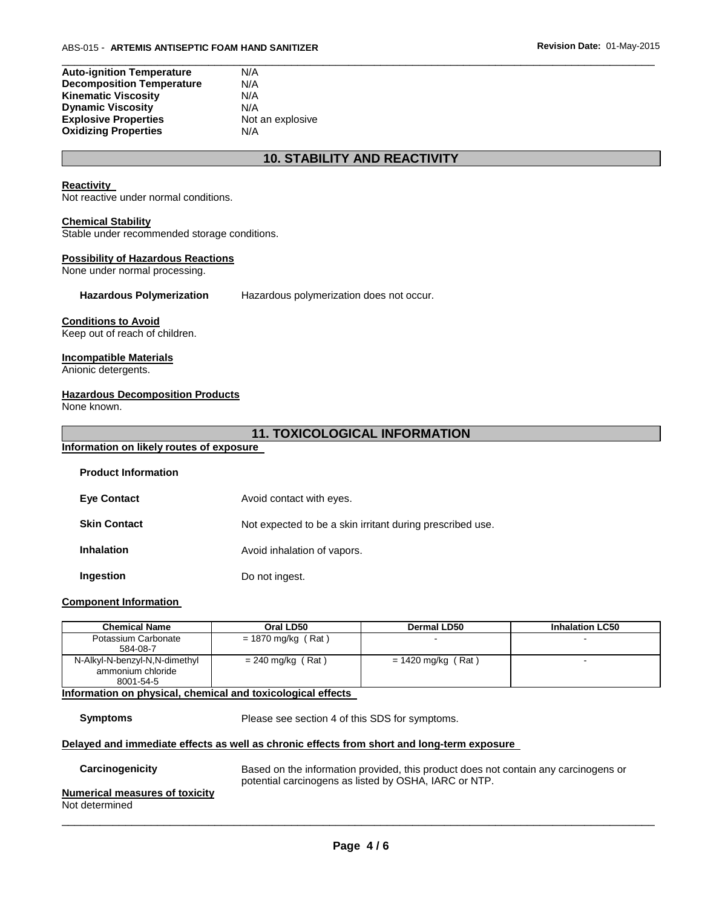| | |
|---|---|
| **Auto-ignition Temperature** | N/A |
| **Decomposition Temperature** | N/A |
| **Kinematic Viscosity** | N/A |
| **Dynamic Viscosity** | N/A |
| **Explosive Properties** | Not an explosive |
| **Oxidizing Properties** | N/A |

## 10. STABILITY AND REACTIVITY

**Reactivity**
Not reactive under normal conditions.

**Chemical Stability**
Stable under recommended storage conditions.

**Possibility of Hazardous Reactions**
None under normal processing.

**Hazardous Polymerization** Hazardous polymerization does not occur.

**Conditions to Avoid**
Keep out of reach of children.

**Incompatible Materials**
Anionic detergents.

**Hazardous Decomposition Products**
None known.

## 11. TOXICOLOGICAL INFORMATION

**Information on likely routes of exposure**

**Product Information**

**Eye Contact** Avoid contact with eyes.

**Skin Contact** Not expected to be a skin irritant during prescribed use.

**Inhalation** Avoid inhalation of vapors.

**Ingestion** Do not ingest.

**Component Information**

| Chemical Name | Oral LD50 | Dermal LD50 | Inhalation LC50 |
|---|---|---|---|
| Potassium Carbonate 584-08-7 | = 1870 mg/kg ( Rat ) | - | - |
| N-Alkyl-N-benzyl-N,N-dimethyl ammonium chloride 8001-54-5 | = 240 mg/kg ( Rat ) | = 1420 mg/kg ( Rat ) | - |

**Information on physical, chemical and toxicological effects**

**Symptoms** Please see section 4 of this SDS for symptoms.

**Delayed and immediate effects as well as chronic effects from short and long-term exposure**

**Carcinogenicity** Based on the information provided, this product does not contain any carcinogens or potential carcinogens as listed by OSHA, IARC or NTP.

**Numerical measures of toxicity**
Not determined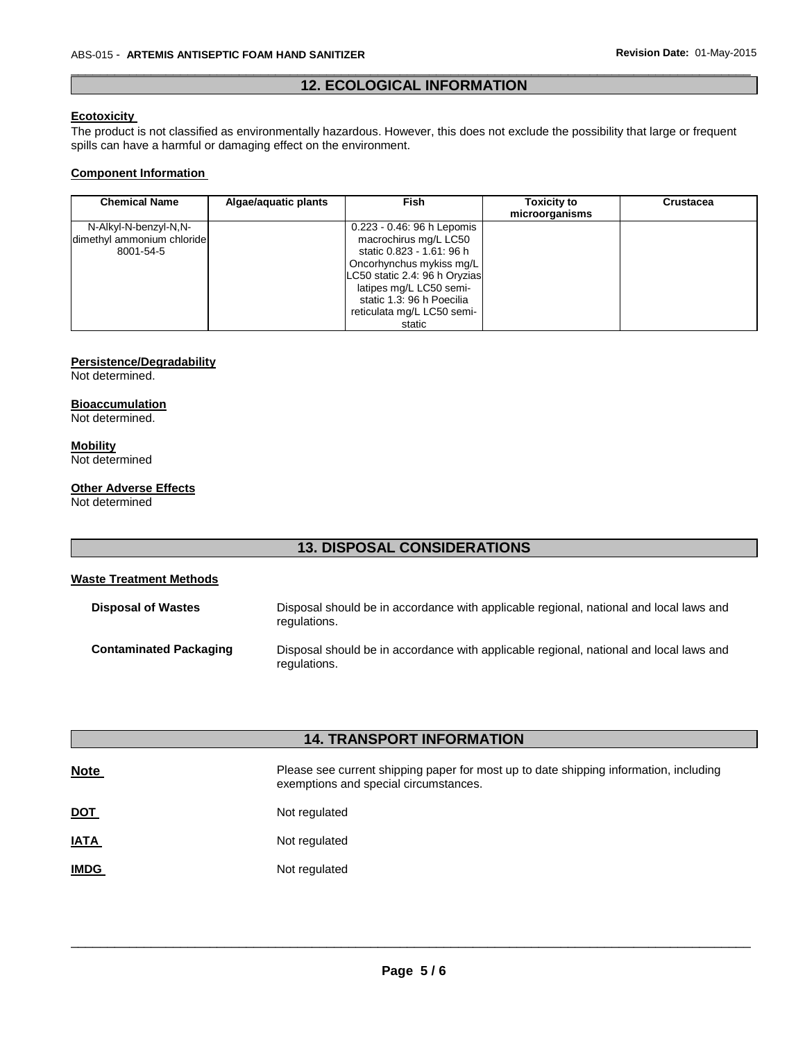## 12. ECOLOGICAL INFORMATION

**Ecotoxicity**

The product is not classified as environmentally hazardous. However, this does not exclude the possibility that large or frequent spills can have a harmful or damaging effect on the environment.

**Component Information**

| Chemical Name | Algae/aquatic plants | Fish | Toxicity to microorganisms | Crustacea |
|---|---|---|---|---|
| N-Alkyl-N-benzyl-N,N-dimethyl ammonium chloride 8001-54-5 | | 0.223 - 0.46: 96 h Lepomis macrochirus mg/L LC50 static 0.823 - 1.61: 96 h Oncorhynchus mykiss mg/L LC50 static 2.4: 96 h Oryzias latipes mg/L LC50 semi-static 1.3: 96 h Poecilia reticulata mg/L LC50 semi-static | | |

**Persistence/Degradability**

Not determined.

**Bioaccumulation**

Not determined.

**Mobility**

Not determined

**Other Adverse Effects**

Not determined

## 13. DISPOSAL CONSIDERATIONS

**Waste Treatment Methods**

**Disposal of Wastes** Disposal should be in accordance with applicable regional, national and local laws and regulations.

**Contaminated Packaging** Disposal should be in accordance with applicable regional, national and local laws and regulations.

## 14. TRANSPORT INFORMATION

**Note** Please see current shipping paper for most up to date shipping information, including exemptions and special circumstances.

**DOT** Not regulated

**IATA** Not regulated

**IMDG** Not regulated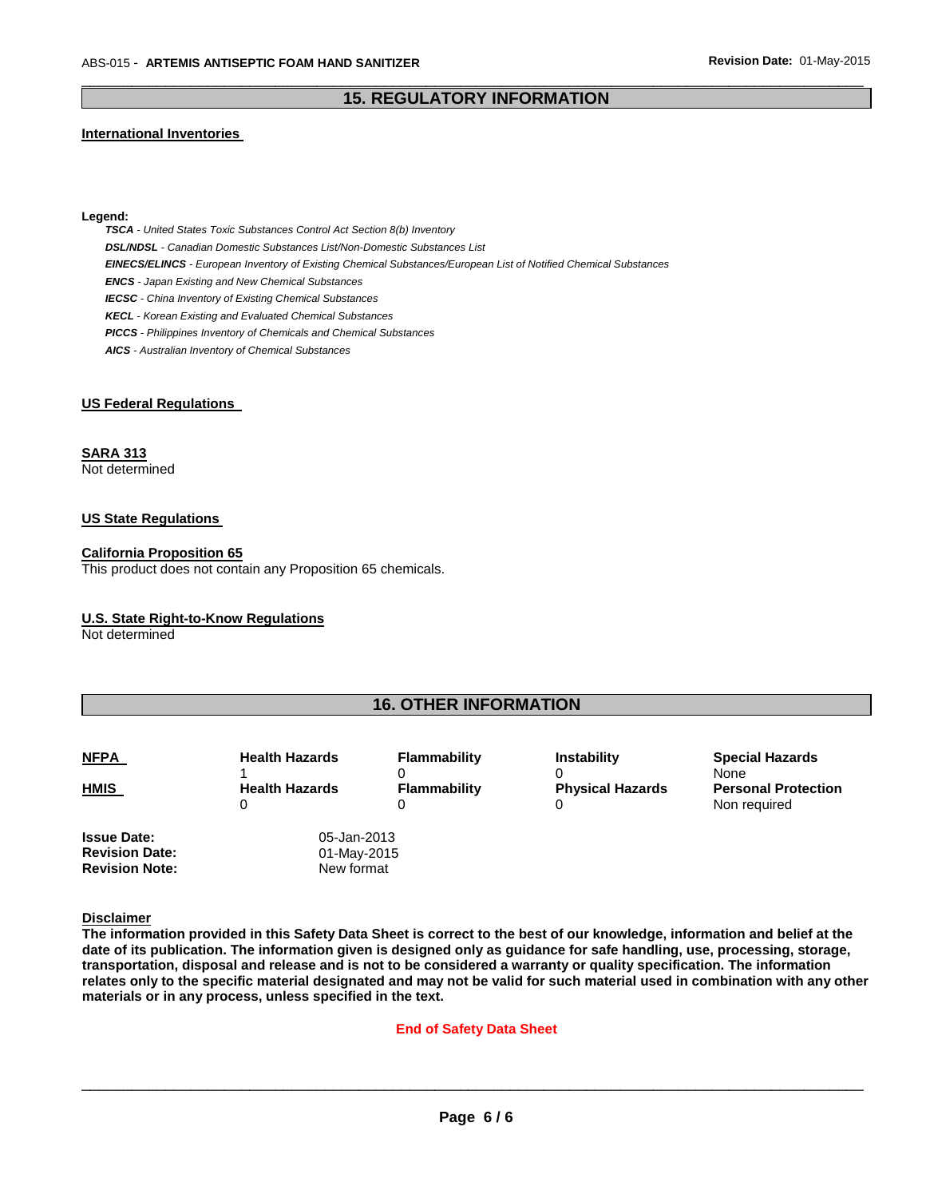## 15. REGULATORY INFORMATION

**International Inventories**

**Legend:**

***TSCA*** *- United States Toxic Substances Control Act Section 8(b) Inventory*
***DSL/NDSL*** *- Canadian Domestic Substances List/Non-Domestic Substances List*
***EINECS/ELINCS*** *- European Inventory of Existing Chemical Substances/European List of Notified Chemical Substances*
***ENCS*** *- Japan Existing and New Chemical Substances*
***IECSC*** *- China Inventory of Existing Chemical Substances*
***KECL*** *- Korean Existing and Evaluated Chemical Substances*
***PICCS*** *- Philippines Inventory of Chemicals and Chemical Substances*
***AICS*** *- Australian Inventory of Chemical Substances*

**US Federal Regulations**

**SARA 313**
Not determined

**US State Regulations**

**California Proposition 65**
This product does not contain any Proposition 65 chemicals.

**U.S. State Right-to-Know Regulations**
Not determined

## 16. OTHER INFORMATION

| | | | | |
|---|---|---|---|---|
| **NFPA** | **Health Hazards** 1 | **Flammability** 0 | **Instability** 0 | **Special Hazards** None |
| **HMIS** | **Health Hazards** 0 | **Flammability** 0 | **Physical Hazards** 0 | **Personal Protection** Non required |

**Issue Date:** 05-Jan-2013
**Revision Date:** 01-May-2015
**Revision Note:** New format

**Disclaimer**

**The information provided in this Safety Data Sheet is correct to the best of our knowledge, information and belief at the date of its publication. The information given is designed only as guidance for safe handling, use, processing, storage, transportation, disposal and release and is not to be considered a warranty or quality specification. The information relates only to the specific material designated and may not be valid for such material used in combination with any other materials or in any process, unless specified in the text.**

**End of Safety Data Sheet**